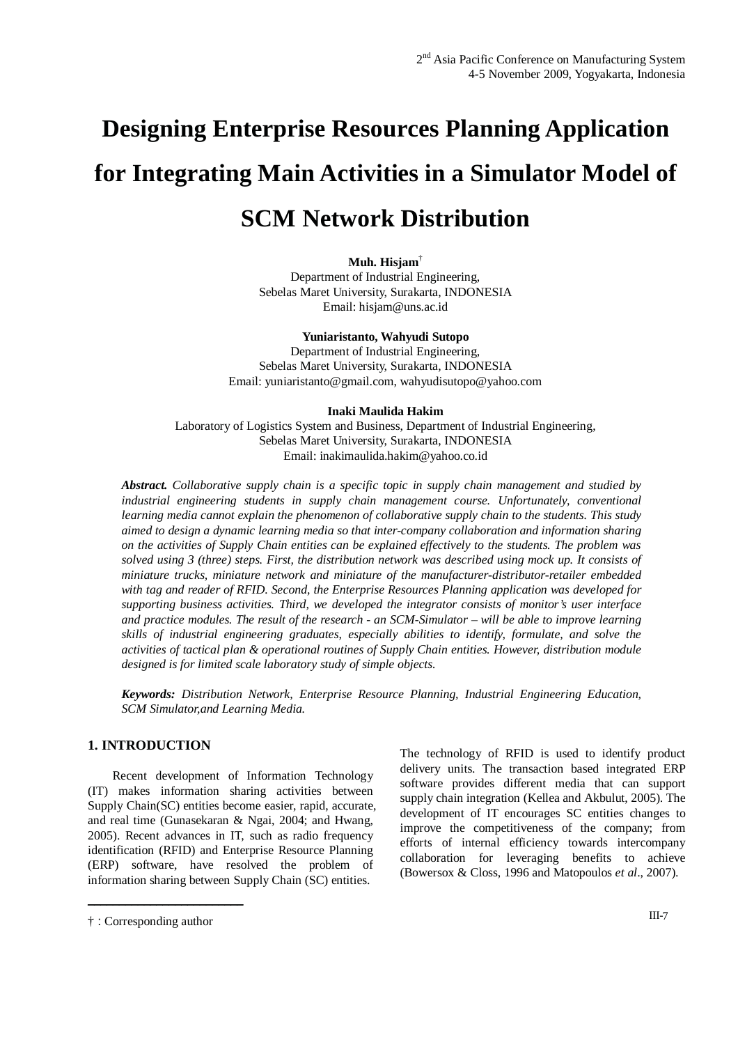# Designing Enterprise Resources Planning Application for Integrating Main Activities in a Simulator Model of SCM Network Distribution

**Muh. Hisjam**†
Department of Industrial Engineering,
Sebelas Maret University, Surakarta, INDONESIA
Email: hisjam@uns.ac.id

**Yuniaristanto, Wahyudi Sutopo**
Department of Industrial Engineering,
Sebelas Maret University, Surakarta, INDONESIA
Email: yuniaristanto@gmail.com, wahyudisutopo@yahoo.com

**Inaki Maulida Hakim**
Laboratory of Logistics System and Business, Department of Industrial Engineering,
Sebelas Maret University, Surakarta, INDONESIA
Email: inakimaulida.hakim@yahoo.co.id

***Abstract.*** *Collaborative supply chain is a specific topic in supply chain management and studied by industrial engineering students in supply chain management course. Unfortunately, conventional learning media cannot explain the phenomenon of collaborative supply chain to the students. This study aimed to design a dynamic learning media so that inter-company collaboration and information sharing on the activities of Supply Chain entities can be explained effectively to the students. The problem was solved using 3 (three) steps. First, the distribution network was described using mock up. It consists of miniature trucks, miniature network and miniature of the manufacturer-distributor-retailer embedded with tag and reader of RFID. Second, the Enterprise Resources Planning application was developed for supporting business activities. Third, we developed the integrator consists of monitor's user interface and practice modules. The result of the research - an SCM-Simulator – will be able to improve learning skills of industrial engineering graduates, especially abilities to identify, formulate, and solve the activities of tactical plan & operational routines of Supply Chain entities. However, distribution module designed is for limited scale laboratory study of simple objects.*

***Keywords:*** *Distribution Network, Enterprise Resource Planning, Industrial Engineering Education, SCM Simulator,and Learning Media.*

## 1. INTRODUCTION

Recent development of Information Technology (IT) makes information sharing activities between Supply Chain(SC) entities become easier, rapid, accurate, and real time (Gunasekaran & Ngai, 2004; and Hwang, 2005). Recent advances in IT, such as radio frequency identification (RFID) and Enterprise Resource Planning (ERP) software, have resolved the problem of information sharing between Supply Chain (SC) entities.

The technology of RFID is used to identify product delivery units. The transaction based integrated ERP software provides different media that can support supply chain integration (Kellea and Akbulut, 2005). The development of IT encourages SC entities changes to improve the competitiveness of the company; from efforts of internal efficiency towards intercompany collaboration for leveraging benefits to achieve (Bowersox & Closs, 1996 and Matopoulos *et al*., 2007).

† : Corresponding author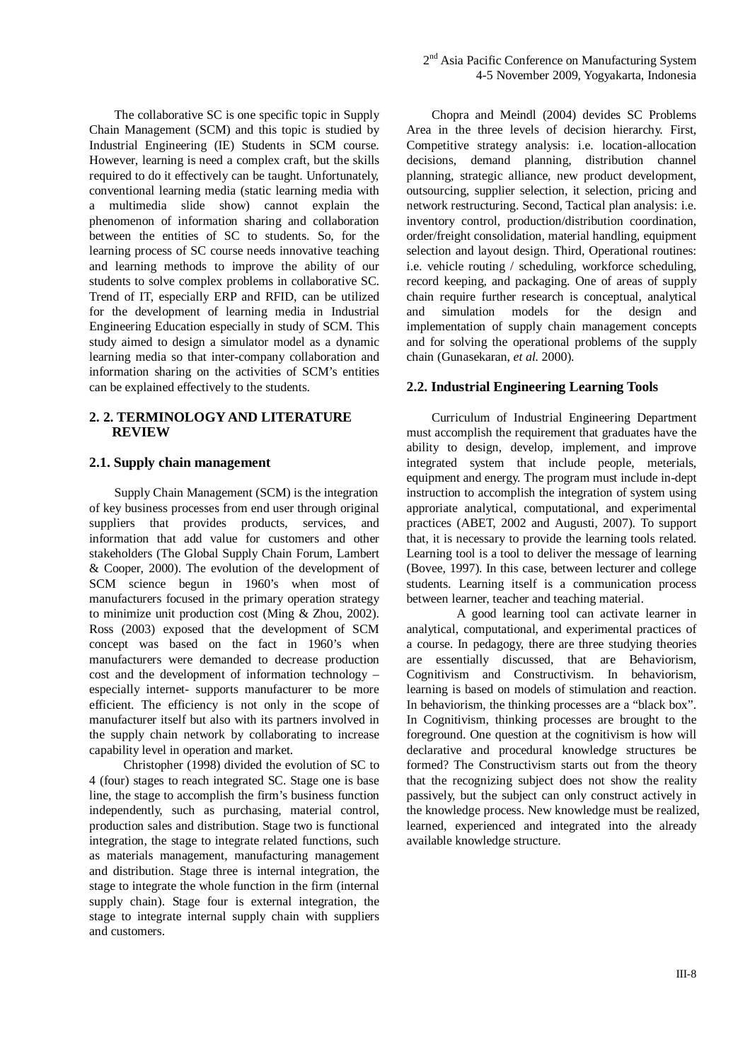The collaborative SC is one specific topic in Supply Chain Management (SCM) and this topic is studied by Industrial Engineering (IE) Students in SCM course. However, learning is need a complex craft, but the skills required to do it effectively can be taught. Unfortunately, conventional learning media (static learning media with a multimedia slide show) cannot explain the phenomenon of information sharing and collaboration between the entities of SC to students. So, for the learning process of SC course needs innovative teaching and learning methods to improve the ability of our students to solve complex problems in collaborative SC. Trend of IT, especially ERP and RFID, can be utilized for the development of learning media in Industrial Engineering Education especially in study of SCM. This study aimed to design a simulator model as a dynamic learning media so that inter-company collaboration and information sharing on the activities of SCM's entities can be explained effectively to the students.

## 2. 2. TERMINOLOGY AND LITERATURE REVIEW

### 2.1. Supply chain management

Supply Chain Management (SCM) is the integration of key business processes from end user through original suppliers that provides products, services, and information that add value for customers and other stakeholders (The Global Supply Chain Forum, Lambert & Cooper, 2000). The evolution of the development of SCM science begun in 1960's when most of manufacturers focused in the primary operation strategy to minimize unit production cost (Ming & Zhou, 2002). Ross (2003) exposed that the development of SCM concept was based on the fact in 1960's when manufacturers were demanded to decrease production cost and the development of information technology – especially internet- supports manufacturer to be more efficient. The efficiency is not only in the scope of manufacturer itself but also with its partners involved in the supply chain network by collaborating to increase capability level in operation and market.

Christopher (1998) divided the evolution of SC to 4 (four) stages to reach integrated SC. Stage one is base line, the stage to accomplish the firm's business function independently, such as purchasing, material control, production sales and distribution. Stage two is functional integration, the stage to integrate related functions, such as materials management, manufacturing management and distribution. Stage three is internal integration, the stage to integrate the whole function in the firm (internal supply chain). Stage four is external integration, the stage to integrate internal supply chain with suppliers and customers.

Chopra and Meindl (2004) devides SC Problems Area in the three levels of decision hierarchy. First, Competitive strategy analysis: i.e. location-allocation decisions, demand planning, distribution channel planning, strategic alliance, new product development, outsourcing, supplier selection, it selection, pricing and network restructuring. Second, Tactical plan analysis: i.e. inventory control, production/distribution coordination, order/freight consolidation, material handling, equipment selection and layout design. Third, Operational routines: i.e. vehicle routing / scheduling, workforce scheduling, record keeping, and packaging. One of areas of supply chain require further research is conceptual, analytical and simulation models for the design and implementation of supply chain management concepts and for solving the operational problems of the supply chain (Gunasekaran, *et al.* 2000).

### 2.2. Industrial Engineering Learning Tools

Curriculum of Industrial Engineering Department must accomplish the requirement that graduates have the ability to design, develop, implement, and improve integrated system that include people, meterials, equipment and energy. The program must include in-dept instruction to accomplish the integration of system using approriate analytical, computational, and experimental practices (ABET, 2002 and Augusti, 2007). To support that, it is necessary to provide the learning tools related. Learning tool is a tool to deliver the message of learning (Bovee, 1997). In this case, between lecturer and college students. Learning itself is a communication process between learner, teacher and teaching material.

A good learning tool can activate learner in analytical, computational, and experimental practices of a course. In pedagogy, there are three studying theories are essentially discussed, that are Behaviorism, Cognitivism and Constructivism. In behaviorism, learning is based on models of stimulation and reaction. In behaviorism, the thinking processes are a "black box". In Cognitivism, thinking processes are brought to the foreground. One question at the cognitivism is how will declarative and procedural knowledge structures be formed? The Constructivism starts out from the theory that the recognizing subject does not show the reality passively, but the subject can only construct actively in the knowledge process. New knowledge must be realized, learned, experienced and integrated into the already available knowledge structure.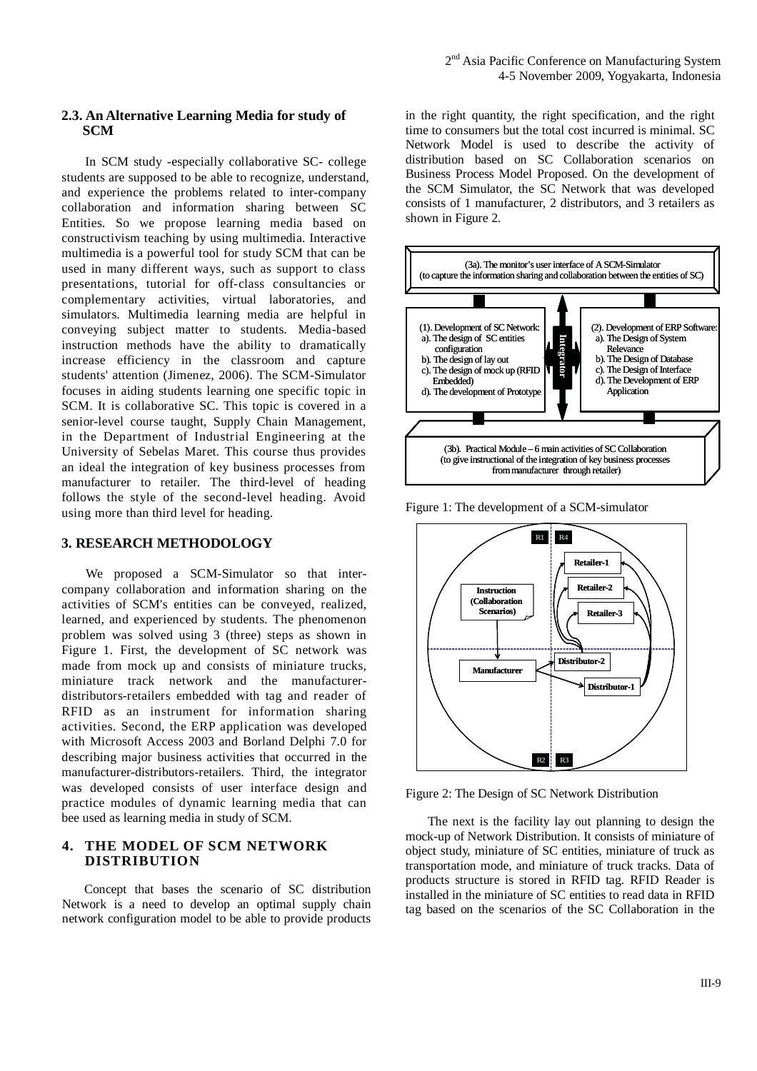### 2.3. An Alternative Learning Media for study of SCM

In SCM study -especially collaborative SC- college students are supposed to be able to recognize, understand, and experience the problems related to inter-company collaboration and information sharing between SC Entities. So we propose learning media based on constructivism teaching by using multimedia. Interactive multimedia is a powerful tool for study SCM that can be used in many different ways, such as support to class presentations, tutorial for off-class consultancies or complementary activities, virtual laboratories, and simulators. Multimedia learning media are helpful in conveying subject matter to students. Media-based instruction methods have the ability to dramatically increase efficiency in the classroom and capture students' attention (Jimenez, 2006). The SCM-Simulator focuses in aiding students learning one specific topic in SCM. It is collaborative SC. This topic is covered in a senior-level course taught, Supply Chain Management, in the Department of Industrial Engineering at the University of Sebelas Maret. This course thus provides an ideal the integration of key business processes from manufacturer to retailer. The third-level of heading follows the style of the second-level heading. Avoid using more than third level for heading.

## 3. RESEARCH METHODOLOGY

We proposed a SCM-Simulator so that inter-company collaboration and information sharing on the activities of SCM's entities can be conveyed, realized, learned, and experienced by students. The phenomenon problem was solved using 3 (three) steps as shown in Figure 1. First, the development of SC network was made from mock up and consists of miniature trucks, miniature track network and the manufacturer-distributors-retailers embedded with tag and reader of RFID as an instrument for information sharing activities. Second, the ERP application was developed with Microsoft Access 2003 and Borland Delphi 7.0 for describing major business activities that occurred in the manufacturer-distributors-retailers. Third, the integrator was developed consists of user interface design and practice modules of dynamic learning media that can bee used as learning media in study of SCM.

## 4. THE MODEL OF SCM NETWORK DISTRIBUTION

Concept that bases the scenario of SC distribution Network is a need to develop an optimal supply chain network configuration model to be able to provide products in the right quantity, the right specification, and the right time to consumers but the total cost incurred is minimal. SC Network Model is used to describe the activity of distribution based on SC Collaboration scenarios on Business Process Model Proposed. On the development of the SCM Simulator, the SC Network that was developed consists of 1 manufacturer, 2 distributors, and 3 retailers as shown in Figure 2.

(3a). The monitor's user interface of A SCM-Simulator (to capture the information sharing and collaboration between the entities of SC)

(1). Development of SC Network:
a). The design of SC entities configuration
b). The design of lay out
c). The design of mock up (RFID Embedded)
d). The development of Prototype

Integrator

(2). Development of ERP Software:
a). The Design of System Relevance
b). The Design of Database
c). The Design of Interface
d). The Development of ERP Application

(3b). Practical Module – 6 main activities of SC Collaboration (to give instructional of the integration of key business processes from manufacturer through retailer)

Figure 1: The development of a SCM-simulator

R1 R4 Retailer-1 Retailer-2 Retailer-3 Instruction (Collaboration Scenarios) Distributor-2 Manufacturer Distributor-1 R2 R3

Figure 2: The Design of SC Network Distribution

The next is the facility lay out planning to design the mock-up of Network Distribution. It consists of miniature of object study, miniature of SC entities, miniature of truck as transportation mode, and miniature of truck tracks. Data of products structure is stored in RFID tag. RFID Reader is installed in the miniature of SC entities to read data in RFID tag based on the scenarios of the SC Collaboration in the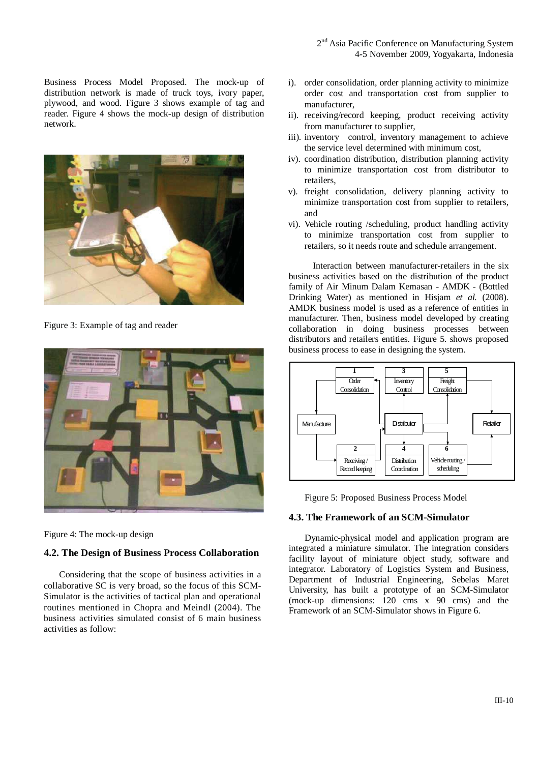Business Process Model Proposed. The mock-up of distribution network is made of truck toys, ivory paper, plywood, and wood. Figure 3 shows example of tag and reader. Figure 4 shows the mock-up design of distribution network.

Figure 3: Example of tag and reader

Figure 4: The mock-up design

### 4.2. The Design of Business Process Collaboration

Considering that the scope of business activities in a collaborative SC is very broad, so the focus of this SCM-Simulator is the activities of tactical plan and operational routines mentioned in Chopra and Meindl (2004). The business activities simulated consist of 6 main business activities as follow:

i). order consolidation, order planning activity to minimize order cost and transportation cost from supplier to manufacturer,

ii). receiving/record keeping, product receiving activity from manufacturer to supplier,

iii). inventory control, inventory management to achieve the service level determined with minimum cost,

iv). coordination distribution, distribution planning activity to minimize transportation cost from distributor to retailers,

v). freight consolidation, delivery planning activity to minimize transportation cost from supplier to retailers, and

vi). Vehicle routing /scheduling, product handling activity to minimize transportation cost from supplier to retailers, so it needs route and schedule arrangement.

Interaction between manufacturer-retailers in the six business activities based on the distribution of the product family of Air Minum Dalam Kemasan - AMDK - (Bottled Drinking Water) as mentioned in Hisjam *et al.* (2008). AMDK business model is used as a reference of entities in manufacturer. Then, business model developed by creating collaboration in doing business processes between distributors and retailers entities. Figure 5. shows proposed business process to ease in designing the system.

Figure 5: Proposed Business Process Model

### 4.3. The Framework of an SCM-Simulator

Dynamic-physical model and application program are integrated a miniature simulator. The integration considers facility layout of miniature object study, software and integrator. Laboratory of Logistics System and Business, Department of Industrial Engineering, Sebelas Maret University, has built a prototype of an SCM-Simulator (mock-up dimensions: 120 cms x 90 cms) and the Framework of an SCM-Simulator shows in Figure 6.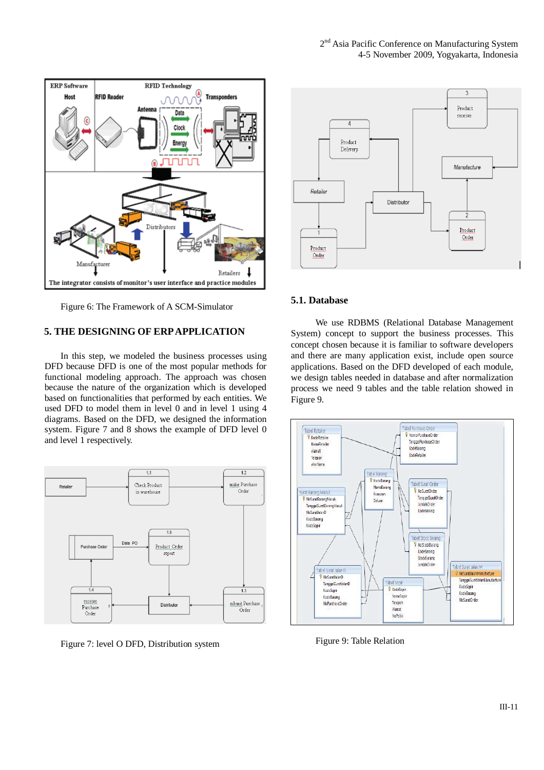Figure 6: The Framework of A SCM-Simulator

## 5. THE DESIGNING OF ERP APPLICATION

In this step, we modeled the business processes using DFD because DFD is one of the most popular methods for functional modeling approach. The approach was chosen because the nature of the organization which is developed based on functionalities that performed by each entities. We used DFD to model them in level 0 and in level 1 using 4 diagrams. Based on the DFD, we designed the information system. Figure 7 and 8 shows the example of DFD level 0 and level 1 respectively.

Figure 7: level O DFD, Distribution system

### 5.1. Database

We use RDBMS (Relational Database Management System) concept to support the business processes. This concept chosen because it is familiar to software developers and there are many application exist, include open source applications. Based on the DFD developed of each module, we design tables needed in database and after normalization process we need 9 tables and the table relation showed in Figure 9.

Figure 9: Table Relation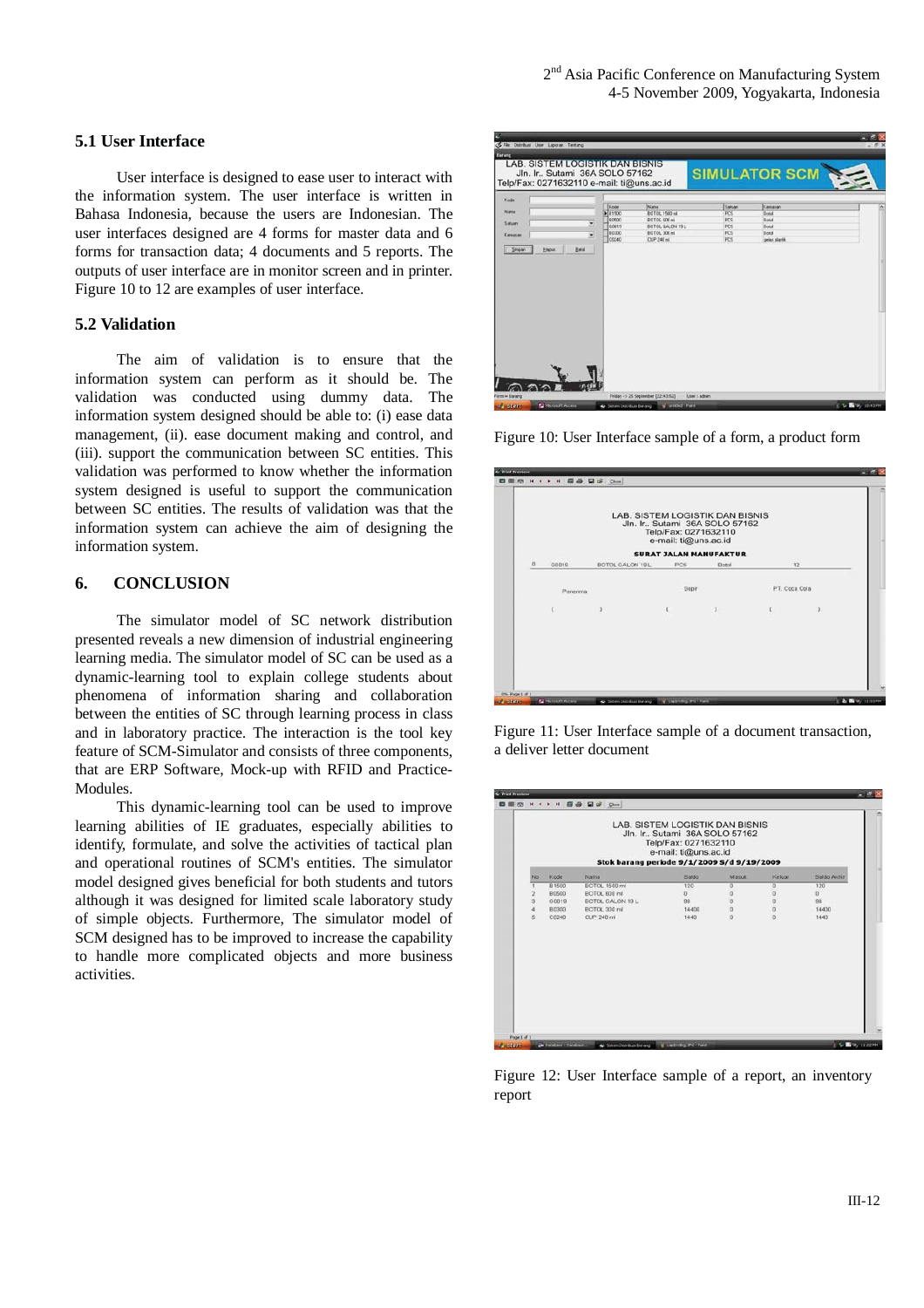### 5.1 User Interface

User interface is designed to ease user to interact with the information system. The user interface is written in Bahasa Indonesia, because the users are Indonesian. The user interfaces designed are 4 forms for master data and 6 forms for transaction data; 4 documents and 5 reports. The outputs of user interface are in monitor screen and in printer. Figure 10 to 12 are examples of user interface.

### 5.2 Validation

The aim of validation is to ensure that the information system can perform as it should be. The validation was conducted using dummy data. The information system designed should be able to: (i) ease data management, (ii). ease document making and control, and (iii). support the communication between SC entities. This validation was performed to know whether the information system designed is useful to support the communication between SC entities. The results of validation was that the information system can achieve the aim of designing the information system.

## 6. CONCLUSION

The simulator model of SC network distribution presented reveals a new dimension of industrial engineering learning media. The simulator model of SC can be used as a dynamic-learning tool to explain college students about phenomena of information sharing and collaboration between the entities of SC through learning process in class and in laboratory practice. The interaction is the tool key feature of SCM-Simulator and consists of three components, that are ERP Software, Mock-up with RFID and Practice-Modules.

This dynamic-learning tool can be used to improve learning abilities of IE graduates, especially abilities to identify, formulate, and solve the activities of tactical plan and operational routines of SCM's entities. The simulator model designed gives beneficial for both students and tutors although it was designed for limited scale laboratory study of simple objects. Furthermore, The simulator model of SCM designed has to be improved to increase the capability to handle more complicated objects and more business activities.

Figure 10: User Interface sample of a form, a product form

Figure 11: User Interface sample of a document transaction, a deliver letter document

Figure 12: User Interface sample of a report, an inventory report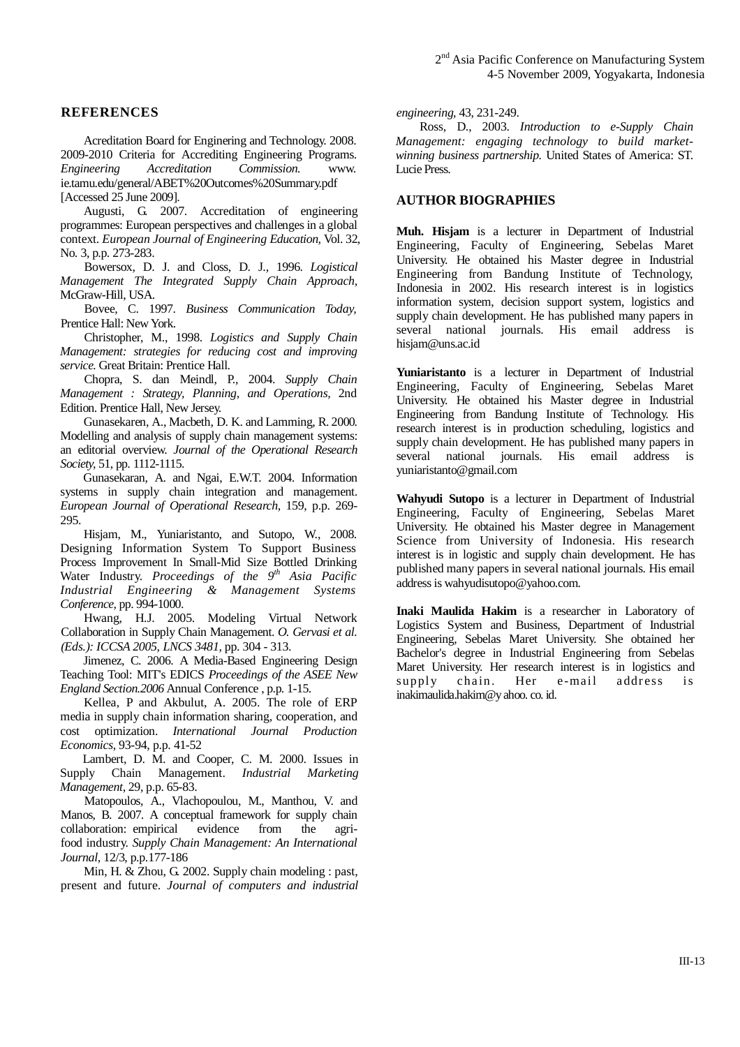## REFERENCES

Acreditation Board for Enginering and Technology. 2008. 2009-2010 Criteria for Accrediting Engineering Programs. *Engineering Accreditation Commission.* www. ie.tamu.edu/general/ABET%20Outcomes%20Summary.pdf [Accessed 25 June 2009].

Augusti, G. 2007. Accreditation of engineering programmes: European perspectives and challenges in a global context. *European Journal of Engineering Education,* Vol. 32, No. 3, p.p. 273-283.

Bowersox, D. J. and Closs, D. J., 1996. *Logistical Management The Integrated Supply Chain Approach,* McGraw-Hill, USA.

Bovee, C. 1997. *Business Communication Today,* Prentice Hall: New York.

Christopher, M., 1998. *Logistics and Supply Chain Management: strategies for reducing cost and improving service.* Great Britain: Prentice Hall.

Chopra, S. dan Meindl, P., 2004. *Supply Chain Management : Strategy, Planning, and Operations,* 2nd Edition. Prentice Hall, New Jersey.

Gunasekaren, A., Macbeth, D. K. and Lamming, R. 2000. Modelling and analysis of supply chain management systems: an editorial overview. *Journal of the Operational Research Society,* 51, pp. 1112-1115.

Gunasekaran, A. and Ngai, E.W.T. 2004. Information systems in supply chain integration and management. *European Journal of Operational Research,* 159, p.p. 269-295.

Hisjam, M., Yuniaristanto, and Sutopo, W., 2008. Designing Information System To Support Business Process Improvement In Small-Mid Size Bottled Drinking Water Industry. *Proceedings of the 9th Asia Pacific Industrial Engineering & Management Systems Conference,* pp. 994-1000.

Hwang, H.J. 2005. Modeling Virtual Network Collaboration in Supply Chain Management. *O. Gervasi et al. (Eds.): ICCSA 2005, LNCS 3481,* pp. 304 - 313.

Jimenez, C. 2006. A Media-Based Engineering Design Teaching Tool: MIT's EDICS *Proceedings of the ASEE New England Section.2006* Annual Conference , p.p. 1-15.

Kellea, P and Akbulut, A. 2005. The role of ERP media in supply chain information sharing, cooperation, and cost optimization. *International Journal Production Economics,* 93-94, p.p. 41-52

Lambert, D. M. and Cooper, C. M. 2000. Issues in Supply Chain Management. *Industrial Marketing Management,* 29, p.p. 65-83.

Matopoulos, A., Vlachopoulou, M., Manthou, V. and Manos, B. 2007. A conceptual framework for supply chain collaboration: empirical evidence from the agri-food industry. *Supply Chain Management: An International Journal,* 12/3, p.p.177-186

Min, H. & Zhou, G. 2002. Supply chain modeling : past, present and future. *Journal of computers and industrial engineering,* 43, 231-249.

Ross, D., 2003. *Introduction to e-Supply Chain Management: engaging technology to build market-winning business partnership.* United States of America: ST. Lucie Press.

## AUTHOR BIOGRAPHIES

**Muh. Hisjam** is a lecturer in Department of Industrial Engineering, Faculty of Engineering, Sebelas Maret University. He obtained his Master degree in Industrial Engineering from Bandung Institute of Technology, Indonesia in 2002. His research interest is in logistics information system, decision support system, logistics and supply chain development. He has published many papers in several national journals. His email address is hisjam@uns.ac.id

**Yuniaristanto** is a lecturer in Department of Industrial Engineering, Faculty of Engineering, Sebelas Maret University. He obtained his Master degree in Industrial Engineering from Bandung Institute of Technology. His research interest is in production scheduling, logistics and supply chain development. He has published many papers in several national journals. His email address is yuniaristanto@gmail.com

**Wahyudi Sutopo** is a lecturer in Department of Industrial Engineering, Faculty of Engineering, Sebelas Maret University. He obtained his Master degree in Management Science from University of Indonesia. His research interest is in logistic and supply chain development. He has published many papers in several national journals. His email address is wahyudisutopo@yahoo.com.

**Inaki Maulida Hakim** is a researcher in Laboratory of Logistics System and Business, Department of Industrial Engineering, Sebelas Maret University. She obtained her Bachelor's degree in Industrial Engineering from Sebelas Maret University. Her research interest is in logistics and supply chain. Her e-mail address is inakimaulida.hakim@yahoo.co.id.